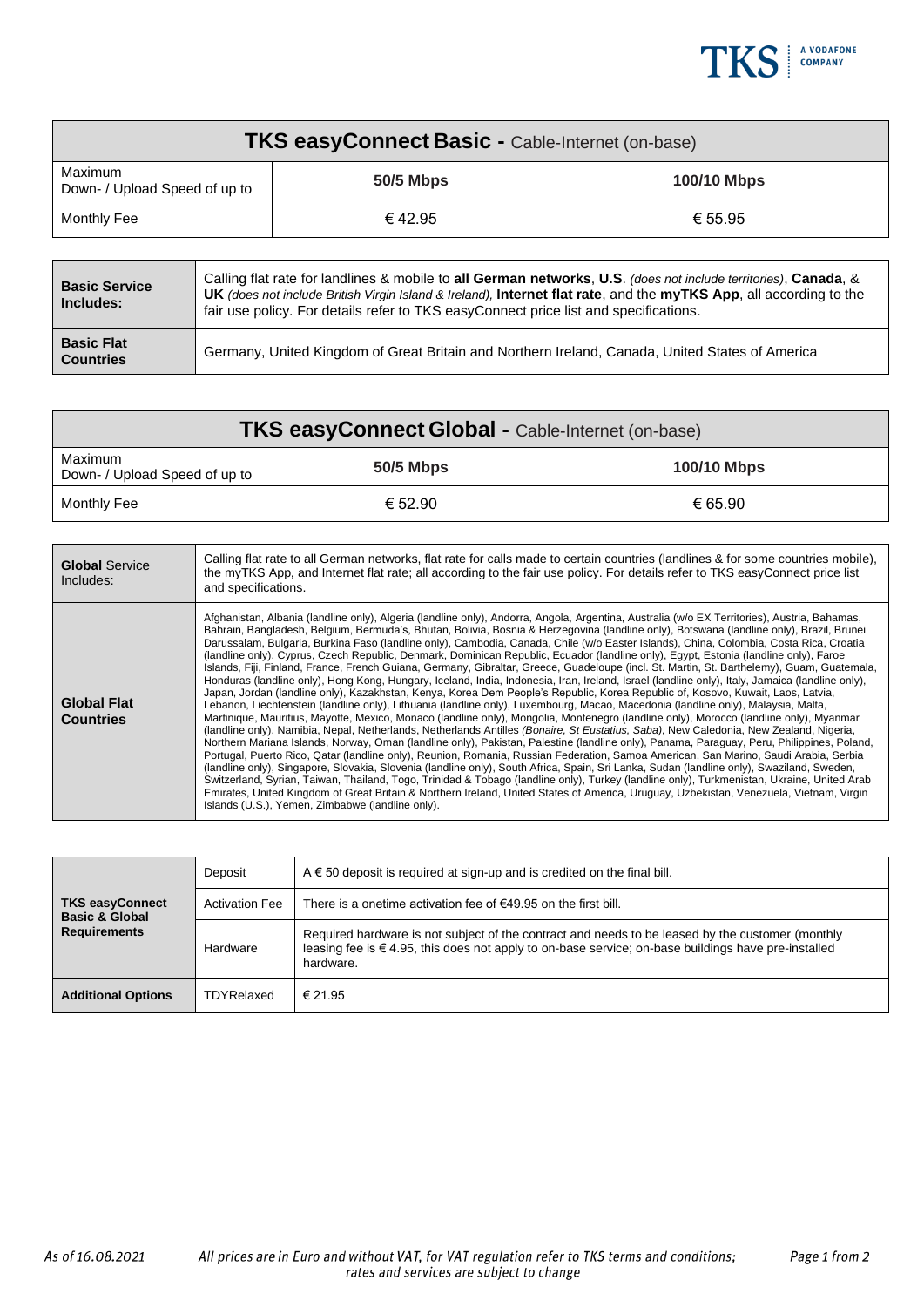| **TKS easyConnect Basic -** Cable-Internet (on-base) | | |
|---|---|---|
| Maximum Down- / Upload Speed of up to | **50/5 Mbps** | **100/10 Mbps** |
| Monthly Fee | € 42.95 | € 55.95 |

| | |
|---|---|
| **Basic Service Includes:** | Calling flat rate for landlines & mobile to **all German networks**, **U.S**. *(does not include territories)*, **Canada**, & **UK** *(does not include British Virgin Island & Ireland)*, **Internet flat rate**, and the **myTKS App**, all according to the fair use policy. For details refer to TKS easyConnect price list and specifications. |
| **Basic Flat Countries** | Germany, United Kingdom of Great Britain and Northern Ireland, Canada, United States of America |

| **TKS easyConnect Global -** Cable-Internet (on-base) | | |
|---|---|---|
| Maximum Down- / Upload Speed of up to | **50/5 Mbps** | **100/10 Mbps** |
| Monthly Fee | € 52.90 | € 65.90 |

| | |
|---|---|
| **Global** Service Includes: | Calling flat rate to all German networks, flat rate for calls made to certain countries (landlines & for some countries mobile), the myTKS App, and Internet flat rate; all according to the fair use policy. For details refer to TKS easyConnect price list and specifications. |
| **Global Flat Countries** | Afghanistan, Albania (landline only), Algeria (landline only), Andorra, Angola, Argentina, Australia (w/o EX Territories), Austria, Bahamas, Bahrain, Bangladesh, Belgium, Bermuda's, Bhutan, Bolivia, Bosnia & Herzegovina (landline only), Botswana (landline only), Brazil, Brunei Darussalam, Bulgaria, Burkina Faso (landline only), Cambodia, Canada, Chile (w/o Easter Islands), China, Colombia, Costa Rica, Croatia (landline only), Cyprus, Czech Republic, Denmark, Dominican Republic, Ecuador (landline only), Egypt, Estonia (landline only), Faroe Islands, Fiji, Finland, France, French Guiana, Germany, Gibraltar, Greece, Guadeloupe (incl. St. Martin, St. Barthelemy), Guam, Guatemala, Honduras (landline only), Hong Kong, Hungary, Iceland, India, Indonesia, Iran, Ireland, Israel (landline only), Italy, Jamaica (landline only), Japan, Jordan (landline only), Kazakhstan, Kenya, Korea Dem People's Republic, Korea Republic of, Kosovo, Kuwait, Laos, Latvia, Lebanon, Liechtenstein (landline only), Lithuania (landline only), Luxembourg, Macao, Macedonia (landline only), Malaysia, Malta, Martinique, Mauritius, Mayotte, Mexico, Monaco (landline only), Mongolia, Montenegro (landline only), Morocco (landline only), Myanmar (landline only), Namibia, Nepal, Netherlands, Netherlands Antilles *(Bonaire, St Eustatius, Saba)*, New Caledonia, New Zealand, Nigeria, Northern Mariana Islands, Norway, Oman (landline only), Pakistan, Palestine (landline only), Panama, Paraguay, Peru, Philippines, Poland, Portugal, Puerto Rico, Qatar (landline only), Reunion, Romania, Russian Federation, Samoa American, San Marino, Saudi Arabia, Serbia (landline only), Singapore, Slovakia, Slovenia (landline only), South Africa, Spain, Sri Lanka, Sudan (landline only), Swaziland, Sweden, Switzerland, Syrian, Taiwan, Thailand, Togo, Trinidad & Tobago (landline only), Turkey (landline only), Turkmenistan, Ukraine, United Arab Emirates, United Kingdom of Great Britain & Northern Ireland, United States of America, Uruguay, Uzbekistan, Venezuela, Vietnam, Virgin Islands (U.S.), Yemen, Zimbabwe (landline only). |

| | | |
|---|---|---|
| **TKS easyConnect Basic & Global Requirements** | Deposit | A € 50 deposit is required at sign-up and is credited on the final bill. |
| | Activation Fee | There is a onetime activation fee of €49.95 on the first bill. |
| | Hardware | Required hardware is not subject of the contract and needs to be leased by the customer (monthly leasing fee is € 4.95, this does not apply to on-base service; on-base buildings have pre-installed hardware. |
| **Additional Options** | TDYRelaxed | € 21.95 |

*As of 16.08.2021*

*All prices are in Euro and without VAT, for VAT regulation refer to TKS terms and conditions; rates and services are subject to change*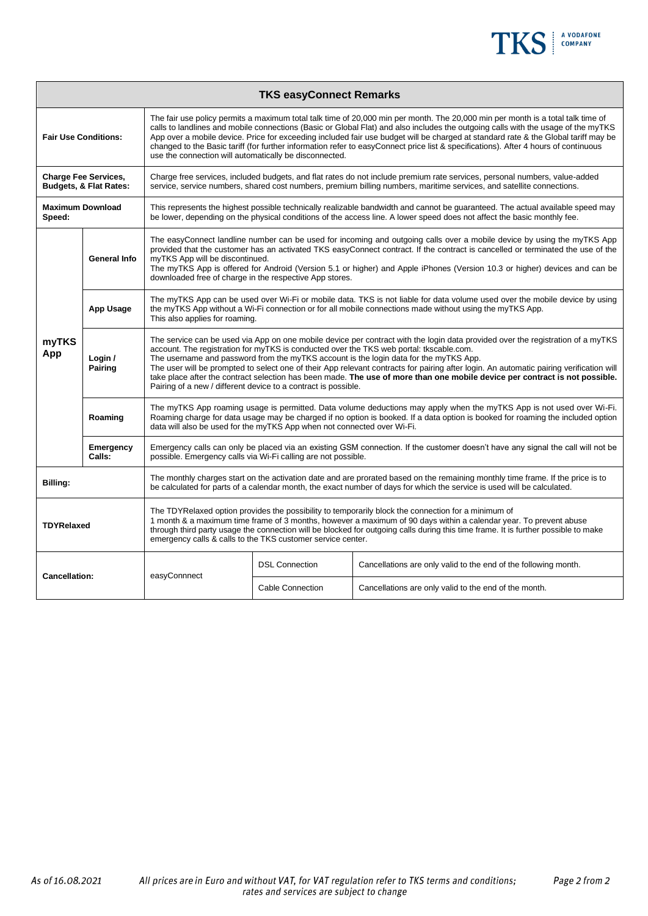| TKS easyConnect Remarks | | | |
|---|---|---|---|
| **Fair Use Conditions:** | The fair use policy permits a maximum total talk time of 20,000 min per month. The 20,000 min per month is a total talk time of calls to landlines and mobile connections (Basic or Global Flat) and also includes the outgoing calls with the usage of the myTKS App over a mobile device. Price for exceeding included fair use budget will be charged at standard rate & the Global tariff may be changed to the Basic tariff (for further information refer to easyConnect price list & specifications). After 4 hours of continuous use the connection will automatically be disconnected. | | |
| **Charge Fee Services, Budgets, & Flat Rates:** | Charge free services, included budgets, and flat rates do not include premium rate services, personal numbers, value-added service, service numbers, shared cost numbers, premium billing numbers, maritime services, and satellite connections. | | |
| **Maximum Download Speed:** | This represents the highest possible technically realizable bandwidth and cannot be guaranteed. The actual available speed may be lower, depending on the physical conditions of the access line. A lower speed does not affect the basic monthly fee. | | |
| **myTKS App** – **General Info** | The easyConnect landline number can be used for incoming and outgoing calls over a mobile device by using the myTKS App provided that the customer has an activated TKS easyConnect contract. If the contract is cancelled or terminated the use of the myTKS App will be discontinued.<br>The myTKS App is offered for Android (Version 5.1 or higher) and Apple iPhones (Version 10.3 or higher) devices and can be downloaded free of charge in the respective App stores. | | |
| **myTKS App** – **App Usage** | The myTKS App can be used over Wi-Fi or mobile data. TKS is not liable for data volume used over the mobile device by using the myTKS App without a Wi-Fi connection or for all mobile connections made without using the myTKS App.<br>This also applies for roaming. | | |
| **myTKS App** – **Login / Pairing** | The service can be used via App on one mobile device per contract with the login data provided over the registration of a myTKS account. The registration for myTKS is conducted over the TKS web portal: tkscable.com.<br>The username and password from the myTKS account is the login data for the myTKS App.<br>The user will be prompted to select one of their App relevant contracts for pairing after login. An automatic pairing verification will take place after the contract selection has been made. **The use of more than one mobile device per contract is not possible.** Pairing of a new / different device to a contract is possible. | | |
| **myTKS App** – **Roaming** | The myTKS App roaming usage is permitted. Data volume deductions may apply when the myTKS App is not used over Wi-Fi. Roaming charge for data usage may be charged if no option is booked. If a data option is booked for roaming the included option data will also be used for the myTKS App when not connected over Wi-Fi. | | |
| **myTKS App** – **Emergency Calls:** | Emergency calls can only be placed via an existing GSM connection. If the customer doesn't have any signal the call will not be possible. Emergency calls via Wi-Fi calling are not possible. | | |
| **Billing:** | The monthly charges start on the activation date and are prorated based on the remaining monthly time frame. If the price is to be calculated for parts of a calendar month, the exact number of days for which the service is used will be calculated. | | |
| **TDYRelaxed** | The TDYRelaxed option provides the possibility to temporarily block the connection for a minimum of 1 month & a maximum time frame of 3 months, however a maximum of 90 days within a calendar year. To prevent abuse through third party usage the connection will be blocked for outgoing calls during this time frame. It is further possible to make emergency calls & calls to the TKS customer service center. | | |
| **Cancellation:** | easyConnnect | DSL Connection | Cancellations are only valid to the end of the following month. |
| | | Cable Connection | Cancellations are only valid to the end of the month. |

*As of 16.08.2021*

*All prices are in Euro and without VAT, for VAT regulation refer to TKS terms and conditions; rates and services are subject to change*